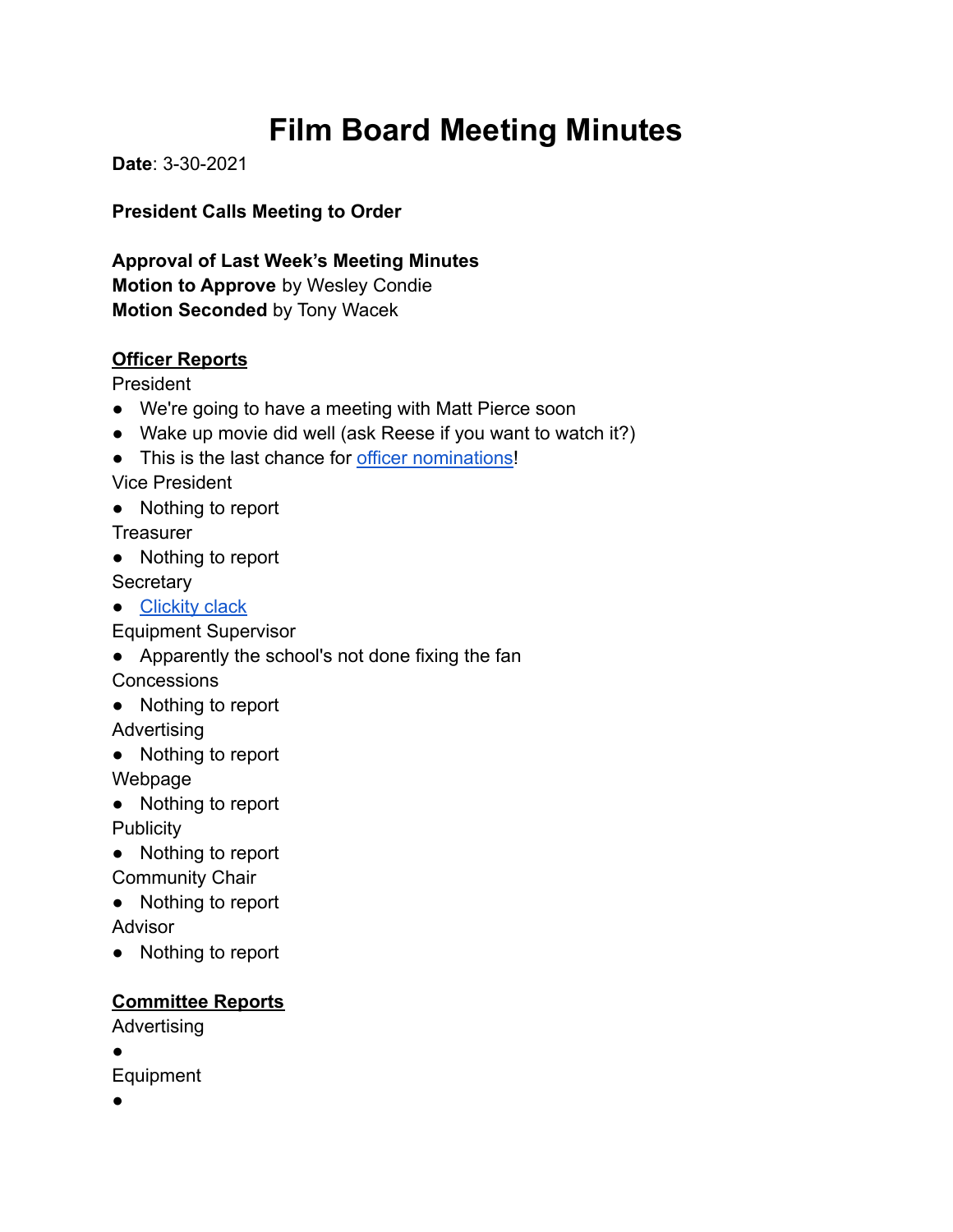# Film Board Meeting Minutes

**Date**: 3-30-2021

**President Calls Meeting to Order**

**Approval of Last Week's Meeting Minutes**
**Motion to Approve** by Wesley Condie
**Motion Seconded** by Tony Wacek

**Officer Reports**

President
- We're going to have a meeting with Matt Pierce soon
- Wake up movie did well (ask Reese if you want to watch it?)
- This is the last chance for officer nominations!

Vice President
- Nothing to report

Treasurer
- Nothing to report

Secretary
- Clickity clack

Equipment Supervisor
- Apparently the school's not done fixing the fan

Concessions
- Nothing to report

Advertising
- Nothing to report

Webpage
- Nothing to report

Publicity
- Nothing to report

Community Chair
- Nothing to report

Advisor
- Nothing to report

**Committee Reports**

Advertising
- 

Equipment
-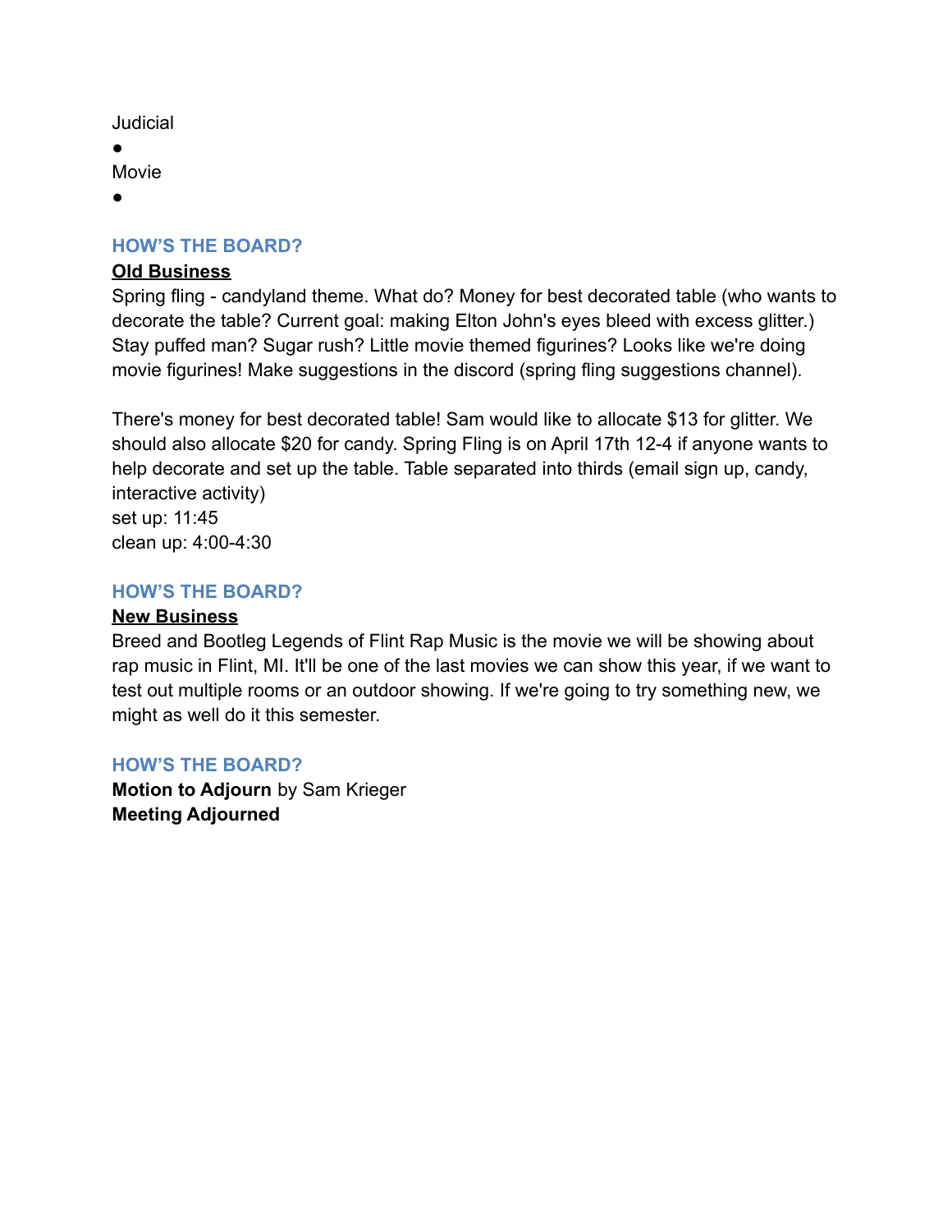Judicial

- 

Movie

- 

### HOW'S THE BOARD?

**Old Business**

Spring fling - candyland theme. What do? Money for best decorated table (who wants to decorate the table? Current goal: making Elton John's eyes bleed with excess glitter.) Stay puffed man? Sugar rush? Little movie themed figurines? Looks like we're doing movie figurines! Make suggestions in the discord (spring fling suggestions channel).

There's money for best decorated table! Sam would like to allocate $13 for glitter. We should also allocate $20 for candy. Spring Fling is on April 17th 12-4 if anyone wants to help decorate and set up the table. Table separated into thirds (email sign up, candy, interactive activity)
set up: 11:45
clean up: 4:00-4:30

### HOW'S THE BOARD?

**New Business**

Breed and Bootleg Legends of Flint Rap Music is the movie we will be showing about rap music in Flint, MI. It'll be one of the last movies we can show this year, if we want to test out multiple rooms or an outdoor showing. If we're going to try something new, we might as well do it this semester.

### HOW'S THE BOARD?

**Motion to Adjourn** by Sam Krieger
**Meeting Adjourned**